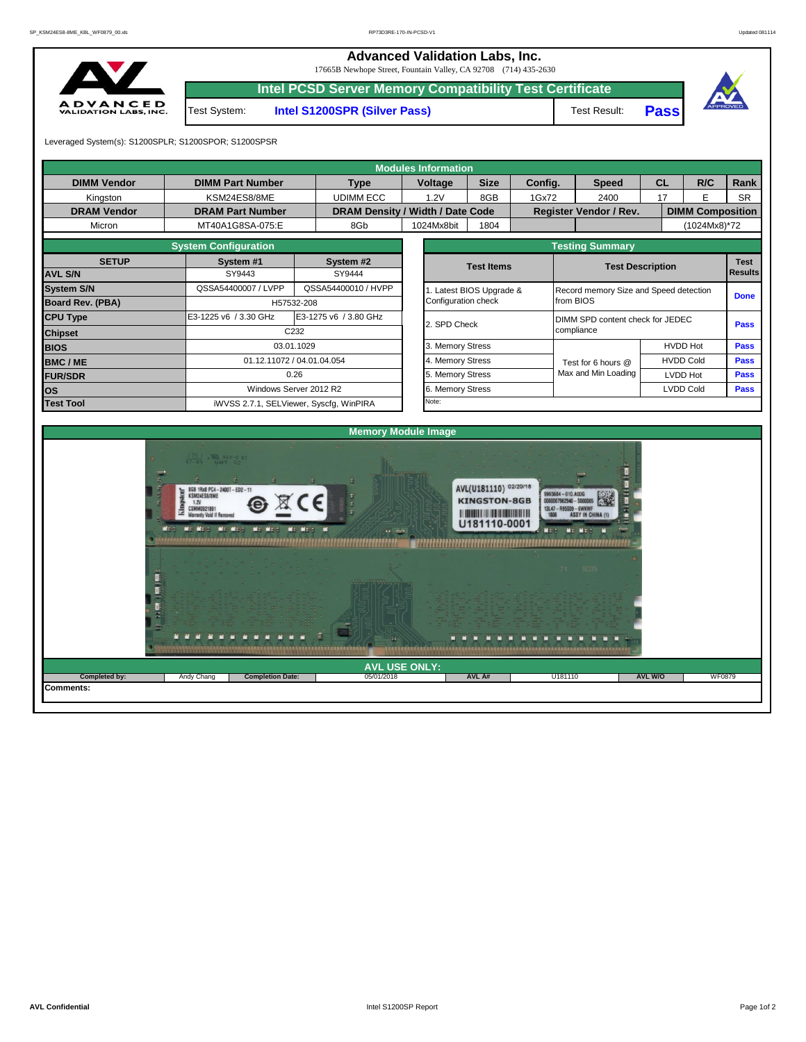# Advanced Validation Labs, Inc.

17665B Newhope Street, Fountain Valley, CA 92708 (714) 435-2630

## Intel PCSD Server Memory Compatibility Test Certificate

Test System: **Intel S1200SPR (Silver Pass)** Test Result: **Pass**

Leveraged System(s): S1200SPLR; S1200SPOR; S1200SPSR

### Modules Information

| DIMM Vendor | DIMM Part Number | Type | Voltage | Size | Config. | Speed | CL | R/C | Rank |
|---|---|---|---|---|---|---|---|---|---|
| Kingston | KSM24ES8/8ME | UDIMM ECC | 1.2V | 8GB | 1Gx72 | 2400 | 17 | E | SR |
| **DRAM Vendor** | **DRAM Part Number** | **DRAM Density / Width / Date Code** | | | **Register Vendor / Rev.** | | | **DIMM Composition** | |
| Micron | MT40A1G8SA-075:E | 8Gb | 1024Mx8bit | 1804 | | | | (1024Mx8)*72 | |

### System Configuration

| SETUP | System #1 | System #2 |
|---|---|---|
| AVL S/N | SY9443 | SY9444 |
| System S/N | QSSA54400007 / LVPP | QSSA54400010 / HVPP |
| Board Rev. (PBA) | H57532-208 | |
| CPU Type | E3-1225 v6 / 3.30 GHz | E3-1275 v6 / 3.80 GHz |
| Chipset | C232 | |
| BIOS | 03.01.1029 | |
| BMC / ME | 01.12.11072 / 04.01.04.054 | |
| FUR/SDR | 0.26 | |
| OS | Windows Server 2012 R2 | |
| Test Tool | iWVSS 2.7.1, SELViewer, Syscfg, WinPIRA | |

### Testing Summary

| Test Items | Test Description | | Test Results |
|---|---|---|---|
| 1. Latest BIOS Upgrade & Configuration check | Record memory Size and Speed detection from BIOS | | Done |
| 2. SPD Check | DIMM SPD content check for JEDEC compliance | | Pass |
| 3. Memory Stress | Test for 6 hours @ Max and Min Loading | HVDD Hot | Pass |
| 4. Memory Stress | | HVDD Cold | Pass |
| 5. Memory Stress | | LVDD Hot | Pass |
| 6. Memory Stress | | LVDD Cold | Pass |
| Note: | | | |

### Memory Module Image

### AVL USE ONLY:

| Completed by: | Andy Chang | Completion Date: | 05/01/2018 | AVL A# | U181110 | AVL W/O | WF0879 |
|---|---|---|---|---|---|---|---|

**Comments:**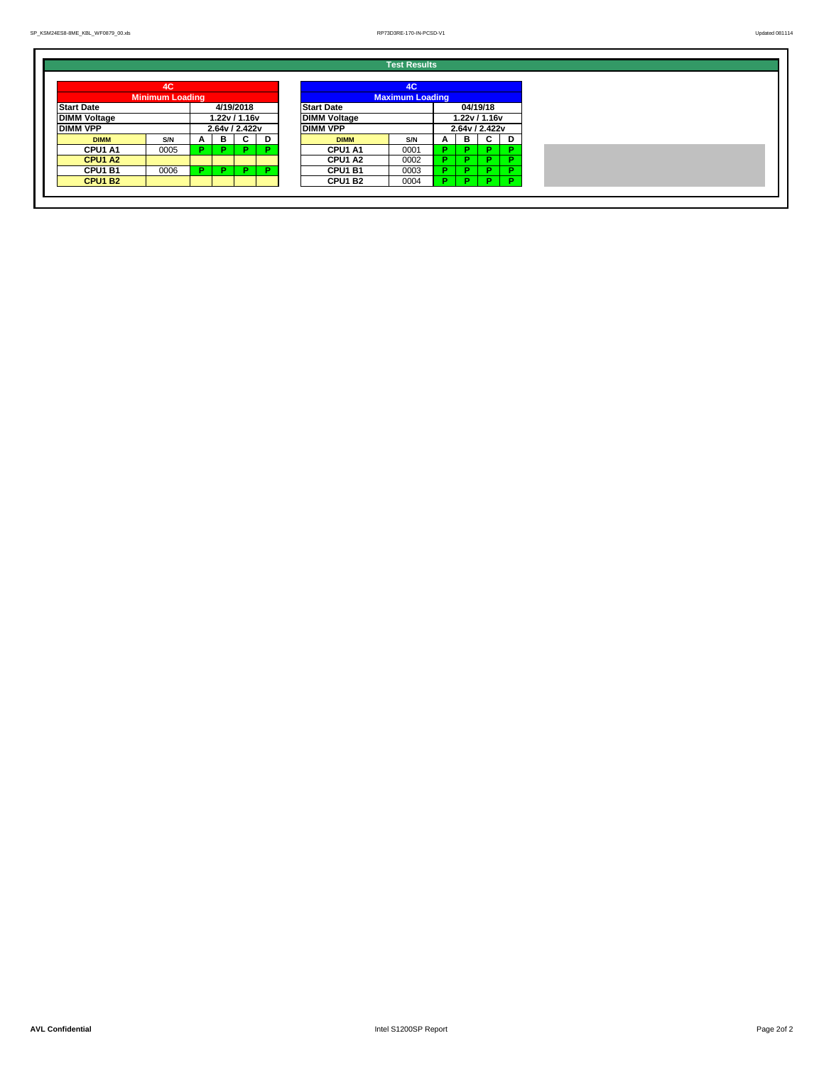## Test Results

| 4C Minimum Loading | | | | | |
|---|---|---|---|---|---|
| Start Date | | 4/19/2018 | | | |
| DIMM Voltage | | 1.22v / 1.16v | | | |
| DIMM VPP | | 2.64v / 2.422v | | | |
| DIMM | S/N | A | B | C | D |
| CPU1 A1 | 0005 | P | P | P | P |
| CPU1 A2 | | | | | |
| CPU1 B1 | 0006 | P | P | P | P |
| CPU1 B2 | | | | | |

| 4C Maximum Loading | | | | | |
|---|---|---|---|---|---|
| Start Date | | 04/19/18 | | | |
| DIMM Voltage | | 1.22v / 1.16v | | | |
| DIMM VPP | | 2.64v / 2.422v | | | |
| DIMM | S/N | A | B | C | D |
| CPU1 A1 | 0001 | P | P | P | P |
| CPU1 A2 | 0002 | P | P | P | P |
| CPU1 B1 | 0003 | P | P | P | P |
| CPU1 B2 | 0004 | P | P | P | P |